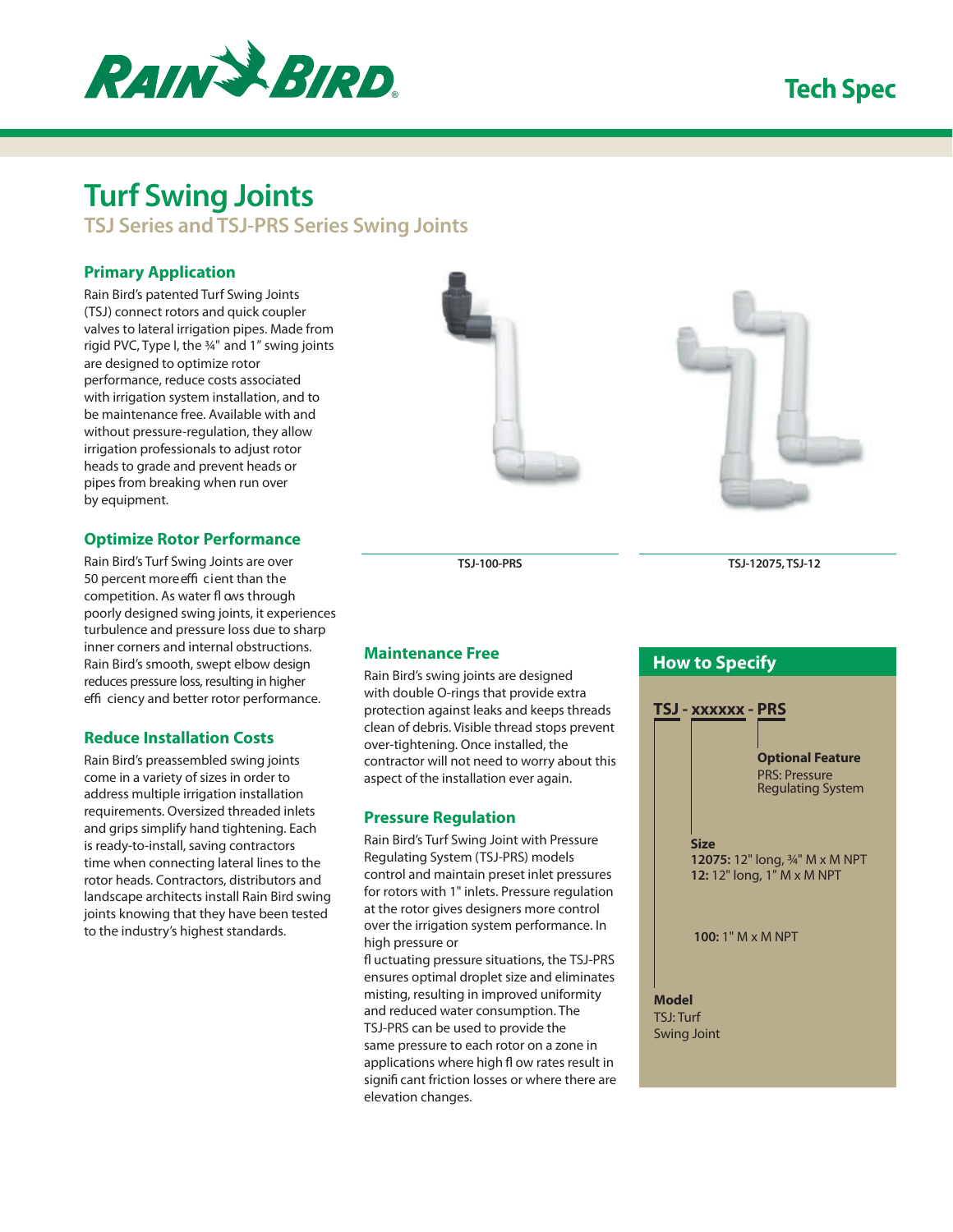# Turf Swing Joints

## TSJ Series and TSJ-PRS Series Swing Joints

### Primary Application

Rain Bird's patented Turf Swing Joints (TSJ) connect rotors and quick coupler valves to lateral irrigation pipes. Made from rigid PVC, Type I, the ¾" and 1" swing joints are designed to optimize rotor performance, reduce costs associated with irrigation system installation, and to be maintenance free. Available with and without pressure-regulation, they allow irrigation professionals to adjust rotor heads to grade and prevent heads or pipes from breaking when run over by equipment.

### Optimize Rotor Performance

Rain Bird's Turf Swing Joints are over 50 percent more efficient than the competition. As water flows through poorly designed swing joints, it experiences turbulence and pressure loss due to sharp inner corners and internal obstructions. Rain Bird's smooth, swept elbow design reduces pressure loss, resulting in higher efficiency and better rotor performance.

### Reduce Installation Costs

Rain Bird's preassembled swing joints come in a variety of sizes in order to address multiple irrigation installation requirements. Oversized threaded inlets and grips simplify hand tightening. Each is ready-to-install, saving contractors time when connecting lateral lines to the rotor heads. Contractors, distributors and landscape architects install Rain Bird swing joints knowing that they have been tested to the industry's highest standards.

TSJ-100-PRS

TSJ-12075, TSJ-12

### Maintenance Free

Rain Bird's swing joints are designed with double O-rings that provide extra protection against leaks and keeps threads clean of debris. Visible thread stops prevent over-tightening. Once installed, the contractor will not need to worry about this aspect of the installation ever again.

### Pressure Regulation

Rain Bird's Turf Swing Joint with Pressure Regulating System (TSJ-PRS) models control and maintain preset inlet pressures for rotors with 1" inlets. Pressure regulation at the rotor gives designers more control over the irrigation system performance. In high pressure or fluctuating pressure situations, the TSJ-PRS ensures optimal droplet size and eliminates misting, resulting in improved uniformity and reduced water consumption. The TSJ-PRS can be used to provide the same pressure to each rotor on a zone in applications where high flow rates result in significant friction losses or where there are elevation changes.

## How to Specify

**TSJ - xxxxxx - PRS**

**Optional Feature**
PRS: Pressure Regulating System

**Size**
**12075:** 12" long, ¾" M x M NPT
**12:** 12" long, 1" M x M NPT

**100:** 1" M x M NPT

**Model**
TSJ: Turf Swing Joint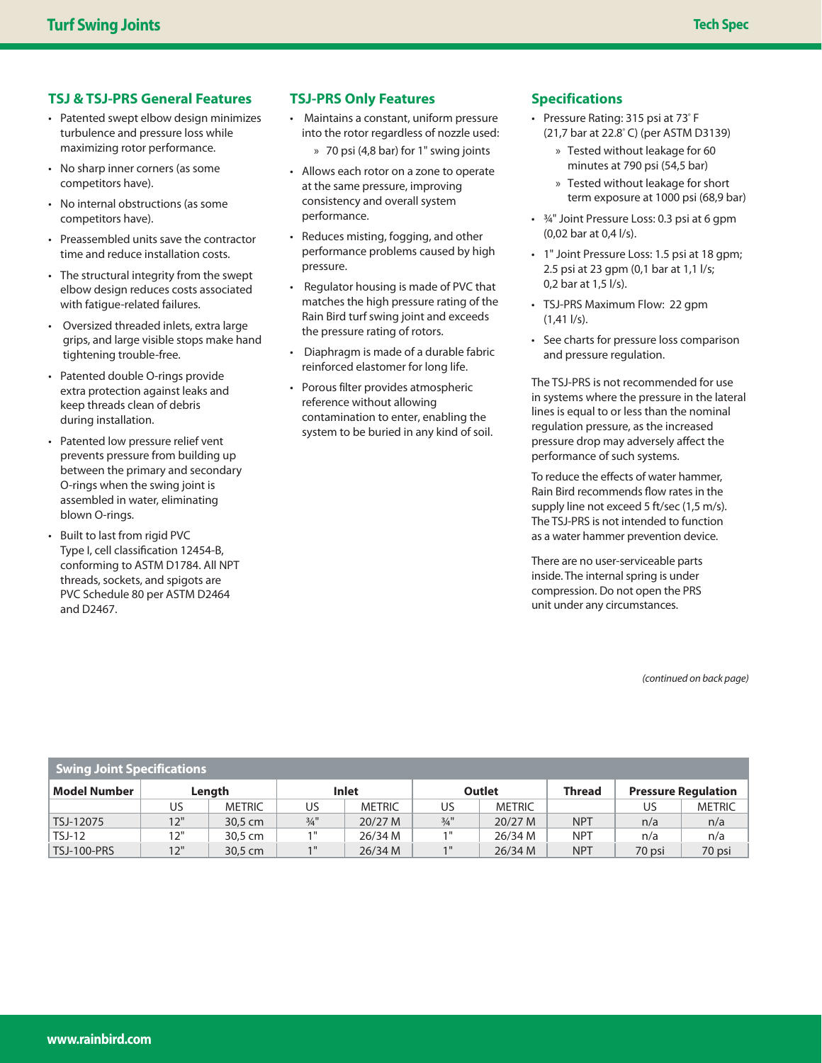## TSJ & TSJ-PRS General Features

- Patented swept elbow design minimizes turbulence and pressure loss while maximizing rotor performance.
- No sharp inner corners (as some competitors have).
- No internal obstructions (as some competitors have).
- Preassembled units save the contractor time and reduce installation costs.
- The structural integrity from the swept elbow design reduces costs associated with fatigue-related failures.
- Oversized threaded inlets, extra large grips, and large visible stops make hand tightening trouble-free.
- Patented double O-rings provide extra protection against leaks and keep threads clean of debris during installation.
- Patented low pressure relief vent prevents pressure from building up between the primary and secondary O-rings when the swing joint is assembled in water, eliminating blown O-rings.
- Built to last from rigid PVC Type I, cell classification 12454-B, conforming to ASTM D1784. All NPT threads, sockets, and spigots are PVC Schedule 80 per ASTM D2464 and D2467.

## TSJ-PRS Only Features

- Maintains a constant, uniform pressure into the rotor regardless of nozzle used:
  - 70 psi (4,8 bar) for 1" swing joints
- Allows each rotor on a zone to operate at the same pressure, improving consistency and overall system performance.
- Reduces misting, fogging, and other performance problems caused by high pressure.
- Regulator housing is made of PVC that matches the high pressure rating of the Rain Bird turf swing joint and exceeds the pressure rating of rotors.
- Diaphragm is made of a durable fabric reinforced elastomer for long life.
- Porous filter provides atmospheric reference without allowing contamination to enter, enabling the system to be buried in any kind of soil.

## Specifications

- Pressure Rating: 315 psi at 73° F (21,7 bar at 22.8° C) (per ASTM D3139)
  - Tested without leakage for 60 minutes at 790 psi (54,5 bar)
  - Tested without leakage for short term exposure at 1000 psi (68,9 bar)
- ¾" Joint Pressure Loss: 0.3 psi at 6 gpm (0,02 bar at 0,4 l/s).
- 1" Joint Pressure Loss: 1.5 psi at 18 gpm; 2.5 psi at 23 gpm (0,1 bar at 1,1 l/s; 0,2 bar at 1,5 l/s).
- TSJ-PRS Maximum Flow: 22 gpm (1,41 l/s).
- See charts for pressure loss comparison and pressure regulation.

The TSJ-PRS is not recommended for use in systems where the pressure in the lateral lines is equal to or less than the nominal regulation pressure, as the increased pressure drop may adversely affect the performance of such systems.

To reduce the effects of water hammer, Rain Bird recommends flow rates in the supply line not exceed 5 ft/sec (1,5 m/s). The TSJ-PRS is not intended to function as a water hammer prevention device.

There are no user-serviceable parts inside. The internal spring is under compression. Do not open the PRS unit under any circumstances.

*(continued on back page)*

**Swing Joint Specifications**

| Model Number | Length | | Inlet | | Outlet | | Thread | Pressure Regulation | |
|---|---|---|---|---|---|---|---|---|---|
| | US | METRIC | US | METRIC | US | METRIC | | US | METRIC |
| TSJ-12075 | 12" | 30,5 cm | ¾" | 20/27 M | ¾" | 20/27 M | NPT | n/a | n/a |
| TSJ-12 | 12" | 30,5 cm | 1" | 26/34 M | 1" | 26/34 M | NPT | n/a | n/a |
| TSJ-100-PRS | 12" | 30,5 cm | 1" | 26/34 M | 1" | 26/34 M | NPT | 70 psi | 70 psi |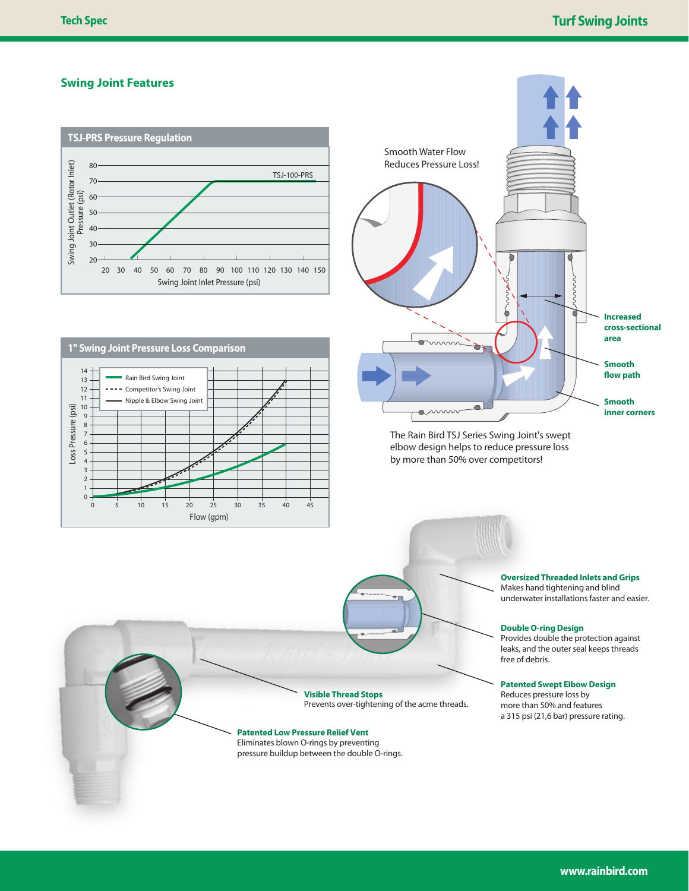## Swing Joint Features

### TSJ-PRS Pressure Regulation

Swing Joint Outlet (Rotor Inlet) Pressure (psi)

80, 70, 60, 50, 40, 30, 20

TSJ-100-PRS

20 30 40 50 60 70 80 90 100 110 120 130 140 150

Swing Joint Inlet Pressure (psi)

### 1" Swing Joint Pressure Loss Comparison

- Rain Bird Swing Joint
- Competitor's Swing Joint
- Nipple & Elbow Swing Joint

Loss Pressure (psi)

Flow (gpm)

Smooth Water Flow Reduces Pressure Loss!

**Increased cross-sectional area**

**Smooth flow path**

**Smooth inner corners**

The Rain Bird TSJ Series Swing Joint's swept elbow design helps to reduce pressure loss by more than 50% over competitors!

**Oversized Threaded Inlets and Grips**
Makes hand tightening and blind underwater installations faster and easier.

**Double O-ring Design**
Provides double the protection against leaks, and the outer seal keeps threads free of debris.

**Patented Swept Elbow Design**
Reduces pressure loss by more than 50% and features a 315 psi (21,6 bar) pressure rating.

**Visible Thread Stops**
Prevents over-tightening of the acme threads.

**Patented Low Pressure Relief Vent**
Eliminates blown O-rings by preventing pressure buildup between the double O-rings.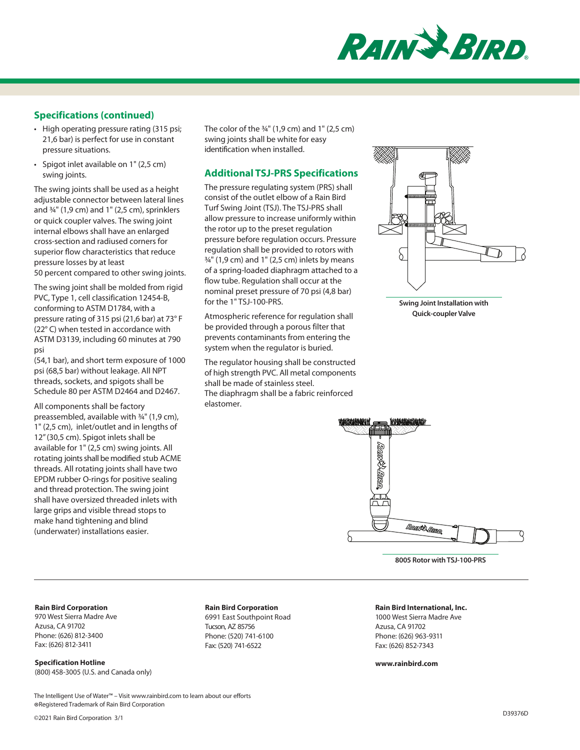## Specifications (continued)

- High operating pressure rating (315 psi; 21,6 bar) is perfect for use in constant pressure situations.
- Spigot inlet available on 1" (2,5 cm) swing joints.

The swing joints shall be used as a height adjustable connector between lateral lines and ¾" (1,9 cm) and 1" (2,5 cm), sprinklers or quick coupler valves. The swing joint internal elbows shall have an enlarged cross-section and radiused corners for superior flow characteristics that reduce pressure losses by at least 50 percent compared to other swing joints.

The swing joint shall be molded from rigid PVC, Type 1, cell classification 12454-B, conforming to ASTM D1784, with a pressure rating of 315 psi (21,6 bar) at 73° F (22° C) when tested in accordance with ASTM D3139, including 60 minutes at 790 psi (54,1 bar), and short term exposure of 1000 psi (68,5 bar) without leakage. All NPT threads, sockets, and spigots shall be Schedule 80 per ASTM D2464 and D2467.

All components shall be factory preassembled, available with ¾" (1,9 cm), 1" (2,5 cm), inlet/outlet and in lengths of 12" (30,5 cm). Spigot inlets shall be available for 1" (2,5 cm) swing joints. All rotating joints shall be modified stub ACME threads. All rotating joints shall have two EPDM rubber O-rings for positive sealing and thread protection. The swing joint shall have oversized threaded inlets with large grips and visible thread stops to make hand tightening and blind (underwater) installations easier.

The color of the ¾" (1,9 cm) and 1" (2,5 cm) swing joints shall be white for easy identification when installed.

## Additional TSJ-PRS Specifications

The pressure regulating system (PRS) shall consist of the outlet elbow of a Rain Bird Turf Swing Joint (TSJ). The TSJ-PRS shall allow pressure to increase uniformly within the rotor up to the preset regulation pressure before regulation occurs. Pressure regulation shall be provided to rotors with ¾" (1,9 cm) and 1" (2,5 cm) inlets by means of a spring-loaded diaphragm attached to a flow tube. Regulation shall occur at the nominal preset pressure of 70 psi (4,8 bar) for the 1" TSJ-100-PRS.

Atmospheric reference for regulation shall be provided through a porous filter that prevents contaminants from entering the system when the regulator is buried.

The regulator housing shall be constructed of high strength PVC. All metal components shall be made of stainless steel. The diaphragm shall be a fabric reinforced elastomer.

Swing Joint Installation with Quick-coupler Valve

8005 Rotor with TSJ-100-PRS

**Rain Bird Corporation**
970 West Sierra Madre Ave
Azusa, CA 91702
Phone: (626) 812-3400
Fax: (626) 812-3411

**Specification Hotline**
(800) 458-3005 (U.S. and Canada only)

**Rain Bird Corporation**
6991 East Southpoint Road
Tucson, AZ 85756
Phone: (520) 741-6100
Fax: (520) 741-6522

**Rain Bird International, Inc.**
1000 West Sierra Madre Ave
Azusa, CA 91702
Phone: (626) 963-9311
Fax: (626) 852-7343

**www.rainbird.com**

The Intelligent Use of Water™ – Visit www.rainbird.com to learn about our efforts
®Registered Trademark of Rain Bird Corporation

©2021 Rain Bird Corporation 3/1

D39376D